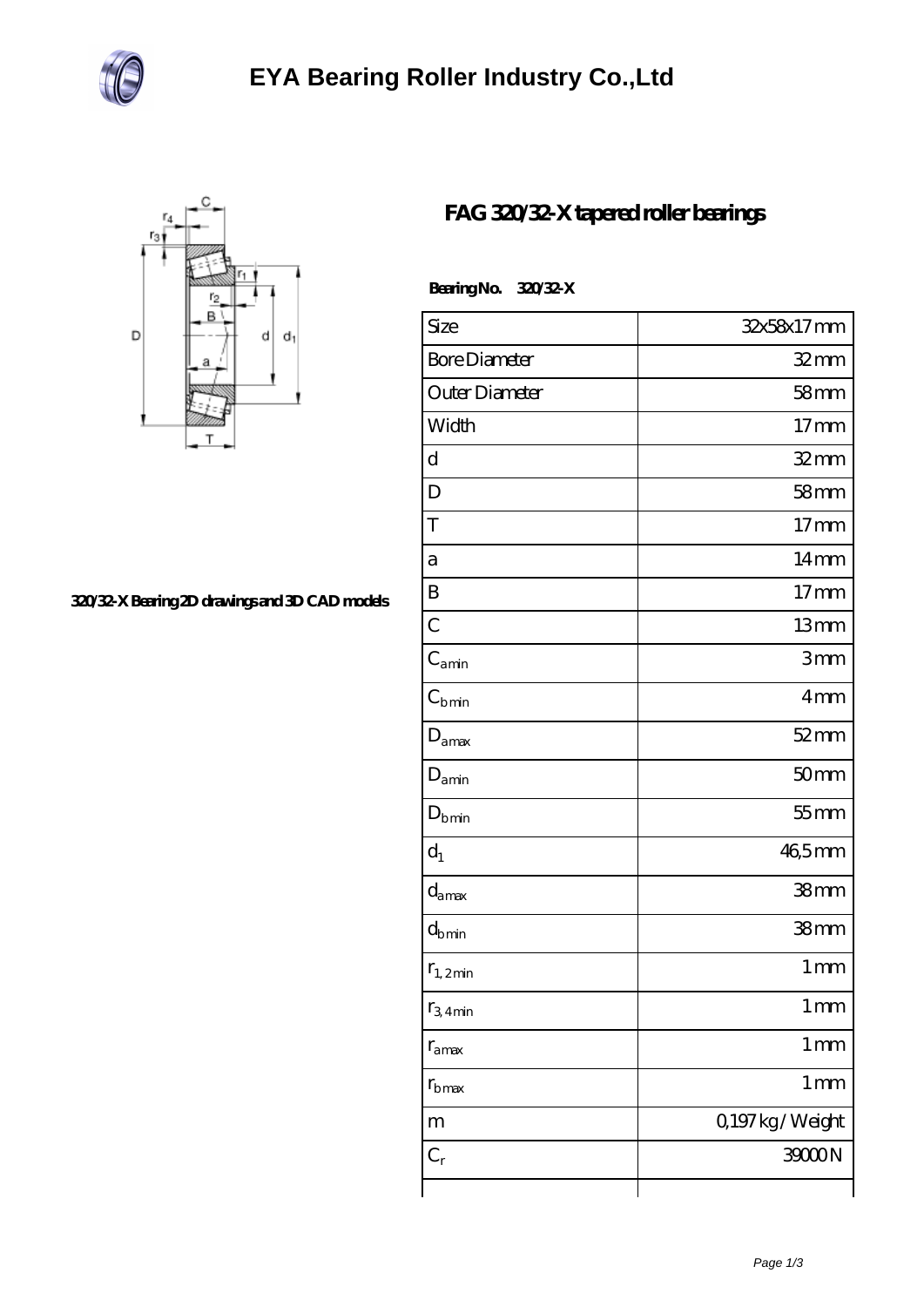# EYA Bearing Roller Industry Co.,Ltd

## FAG 320/32-X tapered roller bearings

320/32-X Bearing 2D drawings and 3D CAD models

**Bearing No. 320/32-X**

| Size | 32x58x17 mm |
|---|---|
| Bore Diameter | 32 mm |
| Outer Diameter | 58 mm |
| Width | 17 mm |
| d | 32 mm |
| D | 58 mm |
| T | 17 mm |
| a | 14 mm |
| B | 17 mm |
| C | 13 mm |
| $C_{a min}$ | 3 mm |
| $C_{b min}$ | 4 mm |
| $D_{a max}$ | 52 mm |
| $D_{a min}$ | 50 mm |
| $D_{b min}$ | 55 mm |
| $d_1$ | 46,5 mm |
| $d_{a max}$ | 38 mm |
| $d_{b min}$ | 38 mm |
| $r_{1,2 min}$ | 1 mm |
| $r_{3,4 min}$ | 1 mm |
| $r_{a max}$ | 1 mm |
| $r_{b max}$ | 1 mm |
| m | 0,197 kg / Weight |
| $C_r$ | 39000 N |
| | |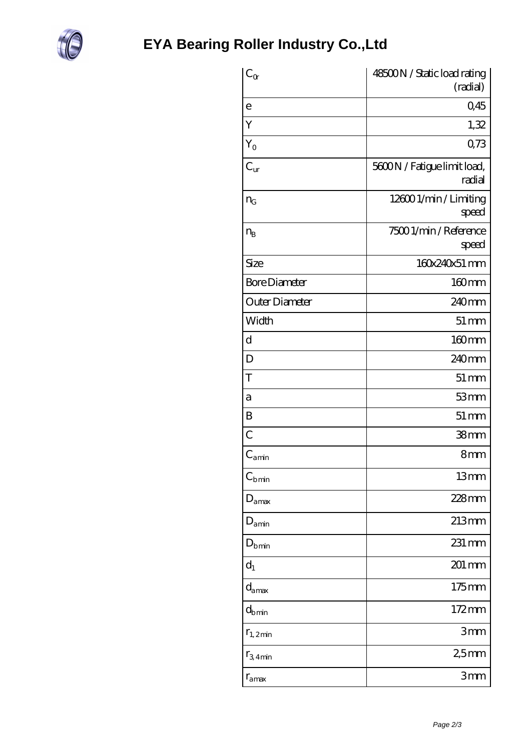| $C_{0r}$ | 48500 N / Static load rating (radial) |
| --- | --- |
| e | 0,45 |
| Y | 1,32 |
| $Y_0$ | 0,73 |
| $C_{ur}$ | 5600 N / Fatigue limit load, radial |
| $n_G$ | 12600 1/min / Limiting speed |
| $n_B$ | 7500 1/min / Reference speed |
| Size | 160x240x51 mm |
| Bore Diameter | 160 mm |
| Outer Diameter | 240 mm |
| Width | 51 mm |
| d | 160 mm |
| D | 240 mm |
| T | 51 mm |
| a | 53 mm |
| B | 51 mm |
| C | 38 mm |
| $C_{a min}$ | 8 mm |
| $C_{b min}$ | 13 mm |
| $D_{a max}$ | 228 mm |
| $D_{a min}$ | 213 mm |
| $D_{b min}$ | 231 mm |
| $d_1$ | 201 mm |
| $d_{a max}$ | 175 mm |
| $d_{b min}$ | 172 mm |
| $r_{1,2 min}$ | 3 mm |
| $r_{3,4 min}$ | 2,5 mm |
| $r_{a max}$ | 3 mm |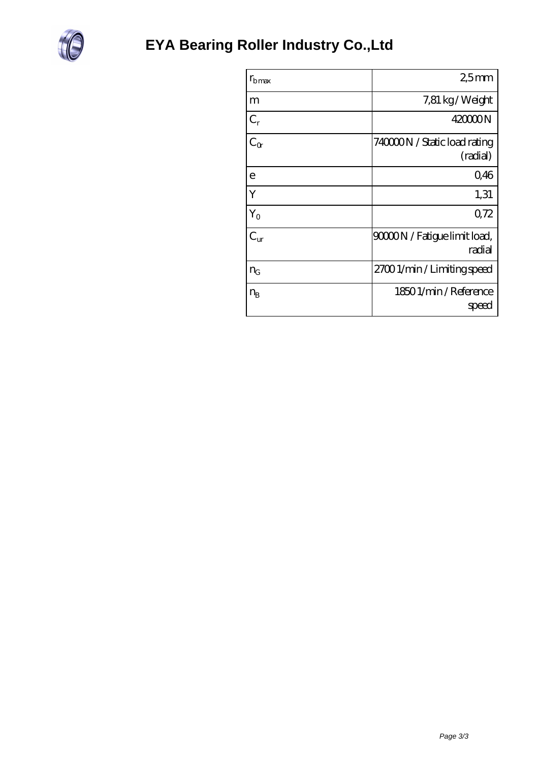# EYA Bearing Roller Industry Co.,Ltd

| | |
|---|---|
| $r_{b\,max}$ | 2,5 mm |
| m | 7,81 kg / Weight |
| $C_r$ | 420000 N |
| $C_{0r}$ | 740000 N / Static load rating (radial) |
| e | 0,46 |
| Y | 1,31 |
| $Y_0$ | 0,72 |
| $C_{ur}$ | 90000 N / Fatigue limit load, radial |
| $n_G$ | 2700 1/min / Limiting speed |
| $n_B$ | 1850 1/min / Reference speed |